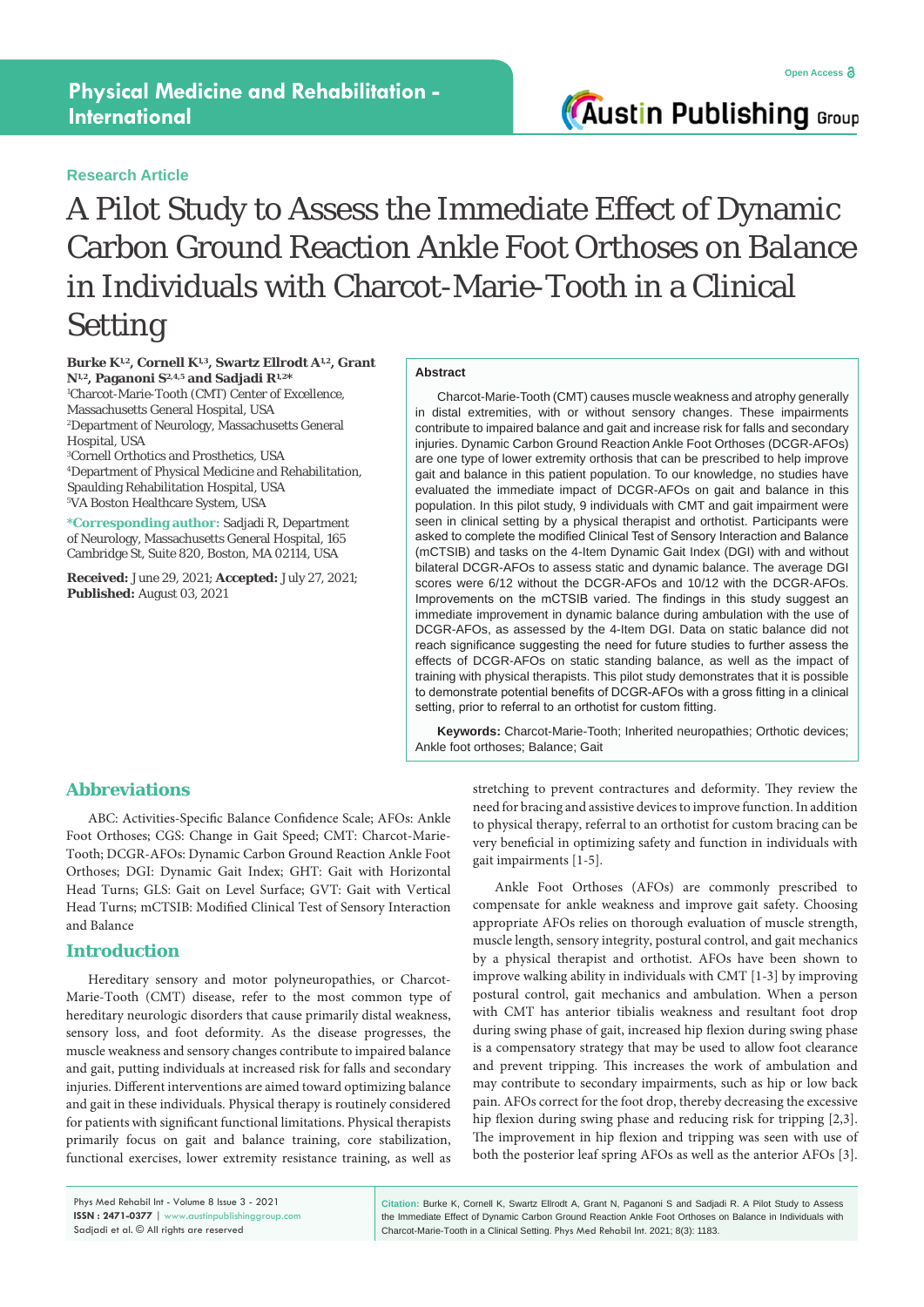Research Article

# A Pilot Study to Assess the Immediate Effect of Dynamic Carbon Ground Reaction Ankle Foot Orthoses on Balance in Individuals with Charcot-Marie-Tooth in a Clinical Setting

**Burke K[1,2], Cornell K[1,3], Swartz Ellrodt A[1,2], Grant N[1,2], Paganoni S[2,4,5] and Sadjadi R[1,2]*** 

[1]Charcot-Marie-Tooth (CMT) Center of Excellence, Massachusetts General Hospital, USA
[2]Department of Neurology, Massachusetts General Hospital, USA
[3]Cornell Orthotics and Prosthetics, USA
[4]Department of Physical Medicine and Rehabilitation, Spaulding Rehabilitation Hospital, USA
[5]VA Boston Healthcare System, USA

***Corresponding author:** Sadjadi R, Department of Neurology, Massachusetts General Hospital, 165 Cambridge St, Suite 820, Boston, MA 02114, USA

**Received:** June 29, 2021; **Accepted:** July 27, 2021; **Published:** August 03, 2021

## Abstract

Charcot-Marie-Tooth (CMT) causes muscle weakness and atrophy generally in distal extremities, with or without sensory changes. These impairments contribute to impaired balance and gait and increase risk for falls and secondary injuries. Dynamic Carbon Ground Reaction Ankle Foot Orthoses (DCGR-AFOs) are one type of lower extremity orthosis that can be prescribed to help improve gait and balance in this patient population. To our knowledge, no studies have evaluated the immediate impact of DCGR-AFOs on gait and balance in this population. In this pilot study, 9 individuals with CMT and gait impairment were seen in clinical setting by a physical therapist and orthotist. Participants were asked to complete the modified Clinical Test of Sensory Interaction and Balance (mCTSIB) and tasks on the 4-Item Dynamic Gait Index (DGI) with and without bilateral DCGR-AFOs to assess static and dynamic balance. The average DGI scores were 6/12 without the DCGR-AFOs and 10/12 with the DCGR-AFOs. Improvements on the mCTSIB varied. The findings in this study suggest an immediate improvement in dynamic balance during ambulation with the use of DCGR-AFOs, as assessed by the 4-Item DGI. Data on static balance did not reach significance suggesting the need for future studies to further assess the effects of DCGR-AFOs on static standing balance, as well as the impact of training with physical therapists. This pilot study demonstrates that it is possible to demonstrate potential benefits of DCGR-AFOs with a gross fitting in a clinical setting, prior to referral to an orthotist for custom fitting.

**Keywords:** Charcot-Marie-Tooth; Inherited neuropathies; Orthotic devices; Ankle foot orthoses; Balance; Gait

## Abbreviations

ABC: Activities-Specific Balance Confidence Scale; AFOs: Ankle Foot Orthoses; CGS: Change in Gait Speed; CMT: Charcot-Marie-Tooth; DCGR-AFOs: Dynamic Carbon Ground Reaction Ankle Foot Orthoses; DGI: Dynamic Gait Index; GHT: Gait with Horizontal Head Turns; GLS: Gait on Level Surface; GVT: Gait with Vertical Head Turns; mCTSIB: Modified Clinical Test of Sensory Interaction and Balance

## Introduction

Hereditary sensory and motor polyneuropathies, or Charcot-Marie-Tooth (CMT) disease, refer to the most common type of hereditary neurologic disorders that cause primarily distal weakness, sensory loss, and foot deformity. As the disease progresses, the muscle weakness and sensory changes contribute to impaired balance and gait, putting individuals at increased risk for falls and secondary injuries. Different interventions are aimed toward optimizing balance and gait in these individuals. Physical therapy is routinely considered for patients with significant functional limitations. Physical therapists primarily focus on gait and balance training, core stabilization, functional exercises, lower extremity resistance training, as well as stretching to prevent contractures and deformity. They review the need for bracing and assistive devices to improve function. In addition to physical therapy, referral to an orthotist for custom bracing can be very beneficial in optimizing safety and function in individuals with gait impairments [1-5].

Ankle Foot Orthoses (AFOs) are commonly prescribed to compensate for ankle weakness and improve gait safety. Choosing appropriate AFOs relies on thorough evaluation of muscle strength, muscle length, sensory integrity, postural control, and gait mechanics by a physical therapist and orthotist. AFOs have been shown to improve walking ability in individuals with CMT [1-3] by improving postural control, gait mechanics and ambulation. When a person with CMT has anterior tibialis weakness and resultant foot drop during swing phase of gait, increased hip flexion during swing phase is a compensatory strategy that may be used to allow foot clearance and prevent tripping. This increases the work of ambulation and may contribute to secondary impairments, such as hip or low back pain. AFOs correct for the foot drop, thereby decreasing the excessive hip flexion during swing phase and reducing risk for tripping [2,3]. The improvement in hip flexion and tripping was seen with use of both the posterior leaf spring AFOs as well as the anterior AFOs [3].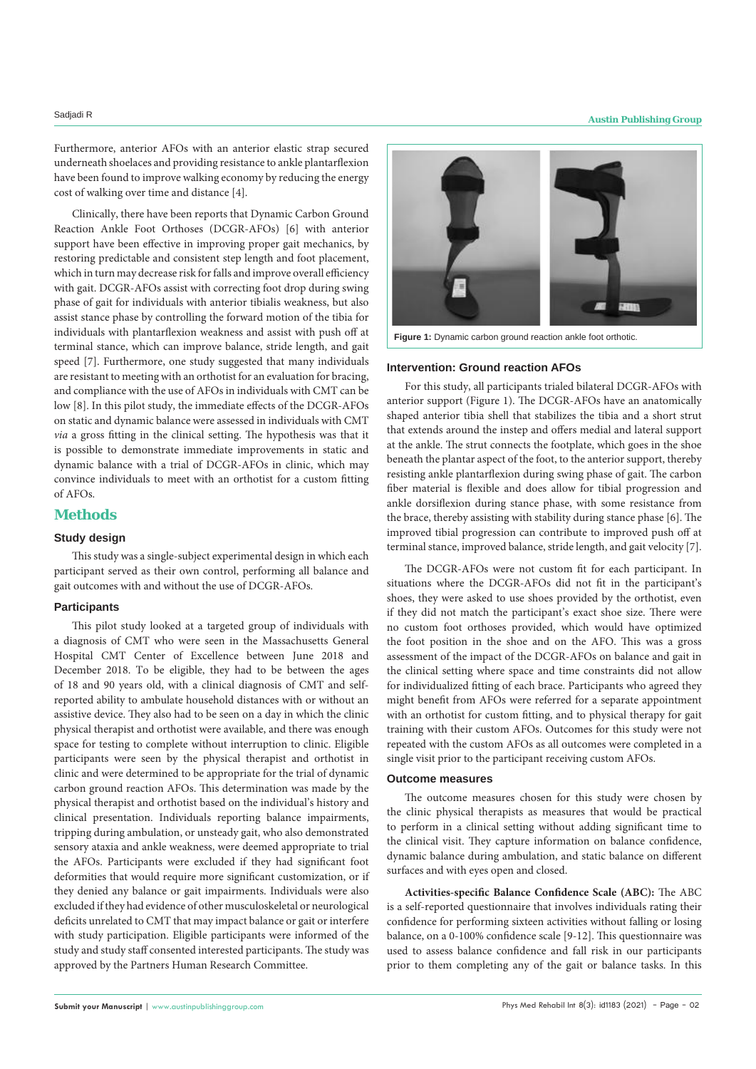Furthermore, anterior AFOs with an anterior elastic strap secured underneath shoelaces and providing resistance to ankle plantarflexion have been found to improve walking economy by reducing the energy cost of walking over time and distance [4].

Clinically, there have been reports that Dynamic Carbon Ground Reaction Ankle Foot Orthoses (DCGR-AFOs) [6] with anterior support have been effective in improving proper gait mechanics, by restoring predictable and consistent step length and foot placement, which in turn may decrease risk for falls and improve overall efficiency with gait. DCGR-AFOs assist with correcting foot drop during swing phase of gait for individuals with anterior tibialis weakness, but also assist stance phase by controlling the forward motion of the tibia for individuals with plantarflexion weakness and assist with push off at terminal stance, which can improve balance, stride length, and gait speed [7]. Furthermore, one study suggested that many individuals are resistant to meeting with an orthotist for an evaluation for bracing, and compliance with the use of AFOs in individuals with CMT can be low [8]. In this pilot study, the immediate effects of the DCGR-AFOs on static and dynamic balance were assessed in individuals with CMT *via* a gross fitting in the clinical setting. The hypothesis was that it is possible to demonstrate immediate improvements in static and dynamic balance with a trial of DCGR-AFOs in clinic, which may convince individuals to meet with an orthotist for a custom fitting of AFOs.

## Methods

### Study design

This study was a single-subject experimental design in which each participant served as their own control, performing all balance and gait outcomes with and without the use of DCGR-AFOs.

### Participants

This pilot study looked at a targeted group of individuals with a diagnosis of CMT who were seen in the Massachusetts General Hospital CMT Center of Excellence between June 2018 and December 2018. To be eligible, they had to be between the ages of 18 and 90 years old, with a clinical diagnosis of CMT and self-reported ability to ambulate household distances with or without an assistive device. They also had to be seen on a day in which the clinic physical therapist and orthotist were available, and there was enough space for testing to complete without interruption to clinic. Eligible participants were seen by the physical therapist and orthotist in clinic and were determined to be appropriate for the trial of dynamic carbon ground reaction AFOs. This determination was made by the physical therapist and orthotist based on the individual's history and clinical presentation. Individuals reporting balance impairments, tripping during ambulation, or unsteady gait, who also demonstrated sensory ataxia and ankle weakness, were deemed appropriate to trial the AFOs. Participants were excluded if they had significant foot deformities that would require more significant customization, or if they denied any balance or gait impairments. Individuals were also excluded if they had evidence of other musculoskeletal or neurological deficits unrelated to CMT that may impact balance or gait or interfere with study participation. Eligible participants were informed of the study and study staff consented interested participants. The study was approved by the Partners Human Research Committee.

**Figure 1:** Dynamic carbon ground reaction ankle foot orthotic.

### Intervention: Ground reaction AFOs

For this study, all participants trialed bilateral DCGR-AFOs with anterior support (Figure 1). The DCGR-AFOs have an anatomically shaped anterior tibia shell that stabilizes the tibia and a short strut that extends around the instep and offers medial and lateral support at the ankle. The strut connects the footplate, which goes in the shoe beneath the plantar aspect of the foot, to the anterior support, thereby resisting ankle plantarflexion during swing phase of gait. The carbon fiber material is flexible and does allow for tibial progression and ankle dorsiflexion during stance phase, with some resistance from the brace, thereby assisting with stability during stance phase [6]. The improved tibial progression can contribute to improved push off at terminal stance, improved balance, stride length, and gait velocity [7].

The DCGR-AFOs were not custom fit for each participant. In situations where the DCGR-AFOs did not fit in the participant's shoes, they were asked to use shoes provided by the orthotist, even if they did not match the participant's exact shoe size. There were no custom foot orthoses provided, which would have optimized the foot position in the shoe and on the AFO. This was a gross assessment of the impact of the DCGR-AFOs on balance and gait in the clinical setting where space and time constraints did not allow for individualized fitting of each brace. Participants who agreed they might benefit from AFOs were referred for a separate appointment with an orthotist for custom fitting, and to physical therapy for gait training with their custom AFOs. Outcomes for this study were not repeated with the custom AFOs as all outcomes were completed in a single visit prior to the participant receiving custom AFOs.

### Outcome measures

The outcome measures chosen for this study were chosen by the clinic physical therapists as measures that would be practical to perform in a clinical setting without adding significant time to the clinical visit. They capture information on balance confidence, dynamic balance during ambulation, and static balance on different surfaces and with eyes open and closed.

**Activities-specific Balance Confidence Scale (ABC):** The ABC is a self-reported questionnaire that involves individuals rating their confidence for performing sixteen activities without falling or losing balance, on a 0-100% confidence scale [9-12]. This questionnaire was used to assess balance confidence and fall risk in our participants prior to them completing any of the gait or balance tasks. In this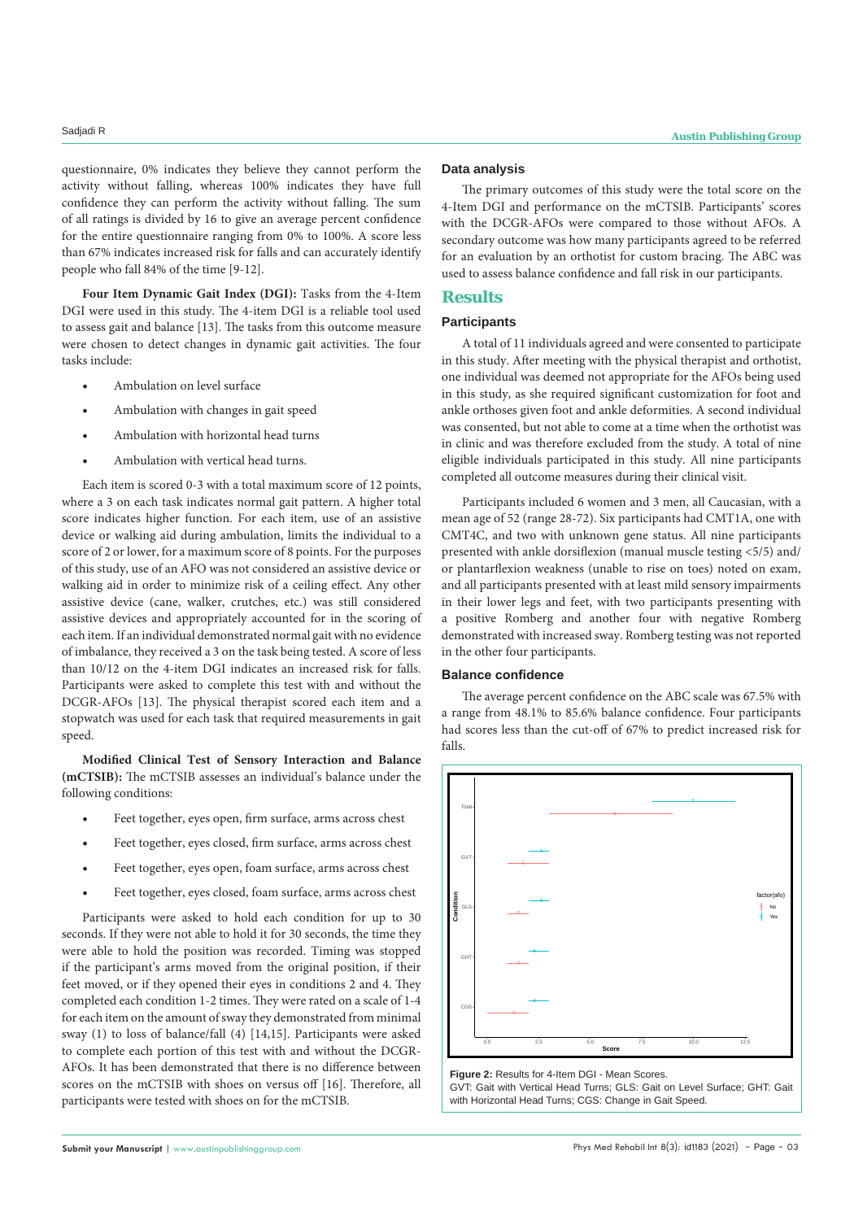questionnaire, 0% indicates they believe they cannot perform the activity without falling, whereas 100% indicates they have full confidence they can perform the activity without falling. The sum of all ratings is divided by 16 to give an average percent confidence for the entire questionnaire ranging from 0% to 100%. A score less than 67% indicates increased risk for falls and can accurately identify people who fall 84% of the time [9-12].

**Four Item Dynamic Gait Index (DGI):** Tasks from the 4-Item DGI were used in this study. The 4-item DGI is a reliable tool used to assess gait and balance [13]. The tasks from this outcome measure were chosen to detect changes in dynamic gait activities. The four tasks include:

- Ambulation on level surface
- Ambulation with changes in gait speed
- Ambulation with horizontal head turns
- Ambulation with vertical head turns.

Each item is scored 0-3 with a total maximum score of 12 points, where a 3 on each task indicates normal gait pattern. A higher total score indicates higher function. For each item, use of an assistive device or walking aid during ambulation, limits the individual to a score of 2 or lower, for a maximum score of 8 points. For the purposes of this study, use of an AFO was not considered an assistive device or walking aid in order to minimize risk of a ceiling effect. Any other assistive device (cane, walker, crutches, etc.) was still considered assistive devices and appropriately accounted for in the scoring of each item. If an individual demonstrated normal gait with no evidence of imbalance, they received a 3 on the task being tested. A score of less than 10/12 on the 4-item DGI indicates an increased risk for falls. Participants were asked to complete this test with and without the DCGR-AFOs [13]. The physical therapist scored each item and a stopwatch was used for each task that required measurements in gait speed.

**Modified Clinical Test of Sensory Interaction and Balance (mCTSIB):** The mCTSIB assesses an individual's balance under the following conditions:

- Feet together, eyes open, firm surface, arms across chest
- Feet together, eyes closed, firm surface, arms across chest
- Feet together, eyes open, foam surface, arms across chest
- Feet together, eyes closed, foam surface, arms across chest

Participants were asked to hold each condition for up to 30 seconds. If they were not able to hold it for 30 seconds, the time they were able to hold the position was recorded. Timing was stopped if the participant's arms moved from the original position, if their feet moved, or if they opened their eyes in conditions 2 and 4. They completed each condition 1-2 times. They were rated on a scale of 1-4 for each item on the amount of sway they demonstrated from minimal sway (1) to loss of balance/fall (4) [14,15]. Participants were asked to complete each portion of this test with and without the DCGR-AFOs. It has been demonstrated that there is no difference between scores on the mCTSIB with shoes on versus off [16]. Therefore, all participants were tested with shoes on for the mCTSIB.

### Data analysis

The primary outcomes of this study were the total score on the 4-Item DGI and performance on the mCTSIB. Participants' scores with the DCGR-AFOs were compared to those without AFOs. A secondary outcome was how many participants agreed to be referred for an evaluation by an orthotist for custom bracing. The ABC was used to assess balance confidence and fall risk in our participants.

## Results

### Participants

A total of 11 individuals agreed and were consented to participate in this study. After meeting with the physical therapist and orthotist, one individual was deemed not appropriate for the AFOs being used in this study, as she required significant customization for foot and ankle orthoses given foot and ankle deformities. A second individual was consented, but not able to come at a time when the orthotist was in clinic and was therefore excluded from the study. A total of nine eligible individuals participated in this study. All nine participants completed all outcome measures during their clinical visit.

Participants included 6 women and 3 men, all Caucasian, with a mean age of 52 (range 28-72). Six participants had CMT1A, one with CMT4C, and two with unknown gene status. All nine participants presented with ankle dorsiflexion (manual muscle testing <5/5) and/or plantarflexion weakness (unable to rise on toes) noted on exam, and all participants presented with at least mild sensory impairments in their lower legs and feet, with two participants presenting with a positive Romberg and another four with negative Romberg demonstrated with increased sway. Romberg testing was not reported in the other four participants.

### Balance confidence

The average percent confidence on the ABC scale was 67.5% with a range from 48.1% to 85.6% balance confidence. Four participants had scores less than the cut-off of 67% to predict increased risk for falls.

**Figure 2:** Results for 4-Item DGI - Mean Scores.
GVT: Gait with Vertical Head Turns; GLS: Gait on Level Surface; GHT: Gait with Horizontal Head Turns; CGS: Change in Gait Speed.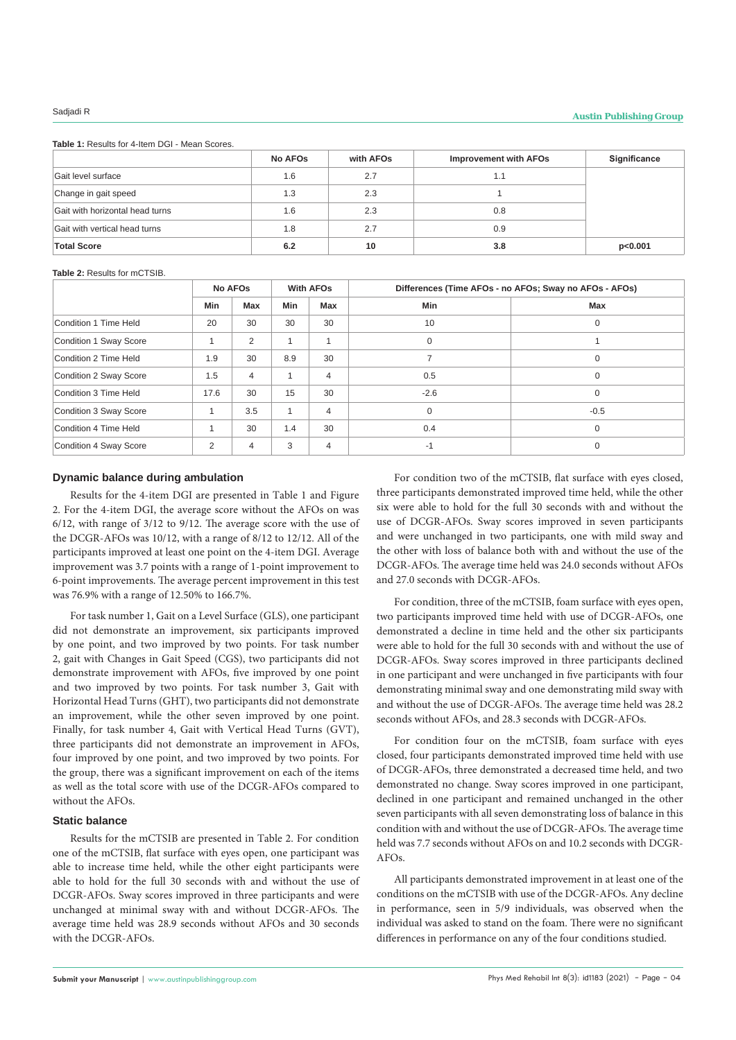**Table 1:** Results for 4-Item DGI - Mean Scores.

| | No AFOs | with AFOs | Improvement with AFOs | Significance |
|---|---|---|---|---|
| Gait level surface | 1.6 | 2.7 | 1.1 | |
| Change in gait speed | 1.3 | 2.3 | 1 | |
| Gait with horizontal head turns | 1.6 | 2.3 | 0.8 | |
| Gait with vertical head turns | 1.8 | 2.7 | 0.9 | |
| **Total Score** | **6.2** | **10** | **3.8** | **p<0.001** |

**Table 2:** Results for mCTSIB.

| | No AFOs | | With AFOs | | Differences (Time AFOs - no AFOs; Sway no AFOs - AFOs) | |
|---|---|---|---|---|---|---|
| | Min | Max | Min | Max | Min | Max |
| Condition 1 Time Held | 20 | 30 | 30 | 30 | 10 | 0 |
| Condition 1 Sway Score | 1 | 2 | 1 | 1 | 0 | 1 |
| Condition 2 Time Held | 1.9 | 30 | 8.9 | 30 | 7 | 0 |
| Condition 2 Sway Score | 1.5 | 4 | 1 | 4 | 0.5 | 0 |
| Condition 3 Time Held | 17.6 | 30 | 15 | 30 | -2.6 | 0 |
| Condition 3 Sway Score | 1 | 3.5 | 1 | 4 | 0 | -0.5 |
| Condition 4 Time Held | 1 | 30 | 1.4 | 30 | 0.4 | 0 |
| Condition 4 Sway Score | 2 | 4 | 3 | 4 | -1 | 0 |

### Dynamic balance during ambulation

Results for the 4-item DGI are presented in Table 1 and Figure 2. For the 4-item DGI, the average score without the AFOs on was 6/12, with range of 3/12 to 9/12. The average score with the use of the DCGR-AFOs was 10/12, with a range of 8/12 to 12/12. All of the participants improved at least one point on the 4-item DGI. Average improvement was 3.7 points with a range of 1-point improvement to 6-point improvements. The average percent improvement in this test was 76.9% with a range of 12.50% to 166.7%.

For task number 1, Gait on a Level Surface (GLS), one participant did not demonstrate an improvement, six participants improved by one point, and two improved by two points. For task number 2, gait with Changes in Gait Speed (CGS), two participants did not demonstrate improvement with AFOs, five improved by one point and two improved by two points. For task number 3, Gait with Horizontal Head Turns (GHT), two participants did not demonstrate an improvement, while the other seven improved by one point. Finally, for task number 4, Gait with Vertical Head Turns (GVT), three participants did not demonstrate an improvement in AFOs, four improved by one point, and two improved by two points. For the group, there was a significant improvement on each of the items as well as the total score with use of the DCGR-AFOs compared to without the AFOs.

### Static balance

Results for the mCTSIB are presented in Table 2. For condition one of the mCTSIB, flat surface with eyes open, one participant was able to increase time held, while the other eight participants were able to hold for the full 30 seconds with and without the use of DCGR-AFOs. Sway scores improved in three participants and were unchanged at minimal sway with and without DCGR-AFOs. The average time held was 28.9 seconds without AFOs and 30 seconds with the DCGR-AFOs.

For condition two of the mCTSIB, flat surface with eyes closed, three participants demonstrated improved time held, while the other six were able to hold for the full 30 seconds with and without the use of DCGR-AFOs. Sway scores improved in seven participants and were unchanged in two participants, one with mild sway and the other with loss of balance both with and without the use of the DCGR-AFOs. The average time held was 24.0 seconds without AFOs and 27.0 seconds with DCGR-AFOs.

For condition, three of the mCTSIB, foam surface with eyes open, two participants improved time held with use of DCGR-AFOs, one demonstrated a decline in time held and the other six participants were able to hold for the full 30 seconds with and without the use of DCGR-AFOs. Sway scores improved in three participants declined in one participant and were unchanged in five participants with four demonstrating minimal sway and one demonstrating mild sway with and without the use of DCGR-AFOs. The average time held was 28.2 seconds without AFOs, and 28.3 seconds with DCGR-AFOs.

For condition four on the mCTSIB, foam surface with eyes closed, four participants demonstrated improved time held with use of DCGR-AFOs, three demonstrated a decreased time held, and two demonstrated no change. Sway scores improved in one participant, declined in one participant and remained unchanged in the other seven participants with all seven demonstrating loss of balance in this condition with and without the use of DCGR-AFOs. The average time held was 7.7 seconds without AFOs on and 10.2 seconds with DCGR-AFOs.

All participants demonstrated improvement in at least one of the conditions on the mCTSIB with use of the DCGR-AFOs. Any decline in performance, seen in 5/9 individuals, was observed when the individual was asked to stand on the foam. There were no significant differences in performance on any of the four conditions studied.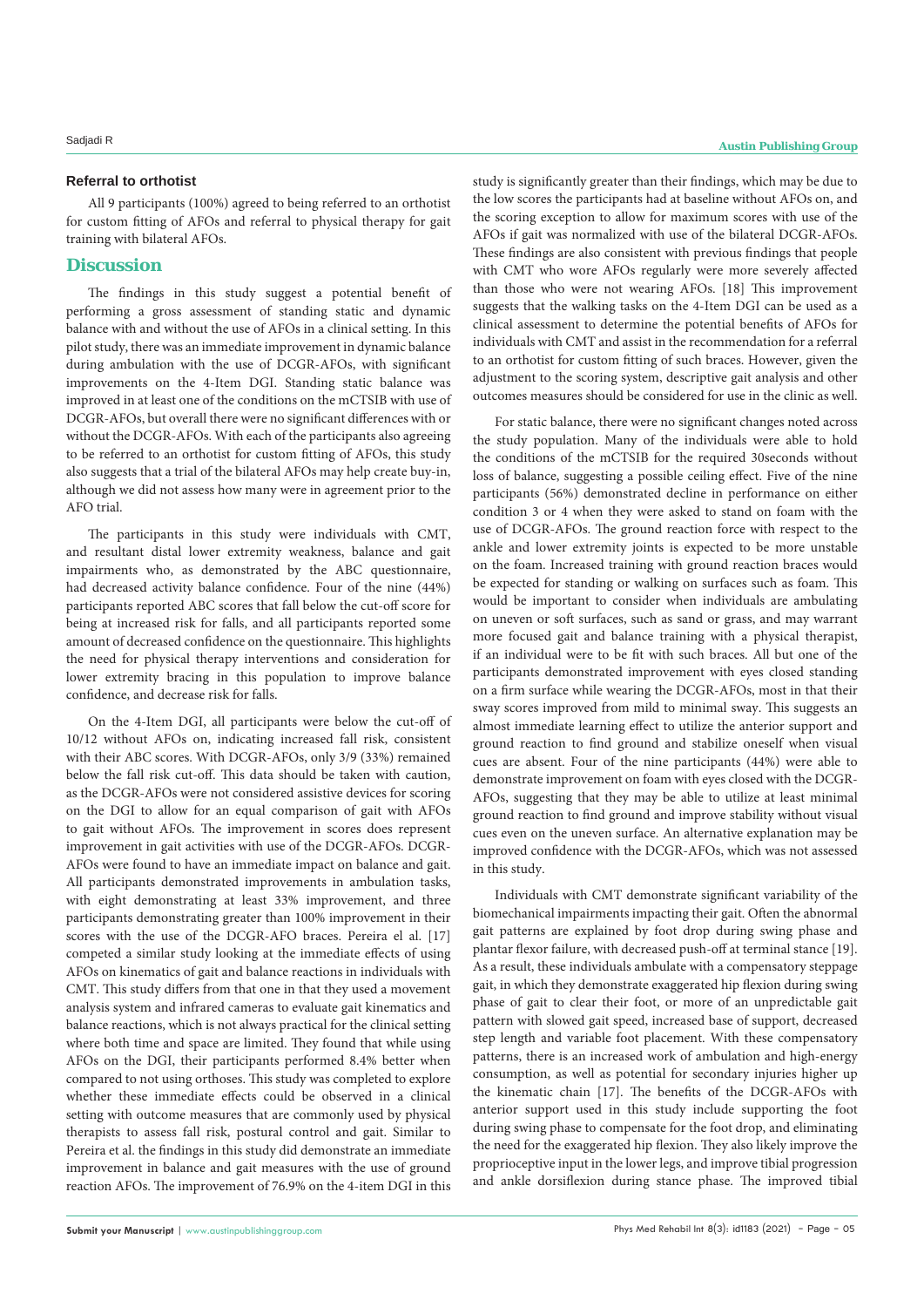### Referral to orthotist

All 9 participants (100%) agreed to being referred to an orthotist for custom fitting of AFOs and referral to physical therapy for gait training with bilateral AFOs.

## Discussion

The findings in this study suggest a potential benefit of performing a gross assessment of standing static and dynamic balance with and without the use of AFOs in a clinical setting. In this pilot study, there was an immediate improvement in dynamic balance during ambulation with the use of DCGR-AFOs, with significant improvements on the 4-Item DGI. Standing static balance was improved in at least one of the conditions on the mCTSIB with use of DCGR-AFOs, but overall there were no significant differences with or without the DCGR-AFOs. With each of the participants also agreeing to be referred to an orthotist for custom fitting of AFOs, this study also suggests that a trial of the bilateral AFOs may help create buy-in, although we did not assess how many were in agreement prior to the AFO trial.

The participants in this study were individuals with CMT, and resultant distal lower extremity weakness, balance and gait impairments who, as demonstrated by the ABC questionnaire, had decreased activity balance confidence. Four of the nine (44%) participants reported ABC scores that fall below the cut-off score for being at increased risk for falls, and all participants reported some amount of decreased confidence on the questionnaire. This highlights the need for physical therapy interventions and consideration for lower extremity bracing in this population to improve balance confidence, and decrease risk for falls.

On the 4-Item DGI, all participants were below the cut-off of 10/12 without AFOs on, indicating increased fall risk, consistent with their ABC scores. With DCGR-AFOs, only 3/9 (33%) remained below the fall risk cut-off. This data should be taken with caution, as the DCGR-AFOs were not considered assistive devices for scoring on the DGI to allow for an equal comparison of gait with AFOs to gait without AFOs. The improvement in scores does represent improvement in gait activities with use of the DCGR-AFOs. DCGR-AFOs were found to have an immediate impact on balance and gait. All participants demonstrated improvements in ambulation tasks, with eight demonstrating at least 33% improvement, and three participants demonstrating greater than 100% improvement in their scores with the use of the DCGR-AFO braces. Pereira el al. [17] competed a similar study looking at the immediate effects of using AFOs on kinematics of gait and balance reactions in individuals with CMT. This study differs from that one in that they used a movement analysis system and infrared cameras to evaluate gait kinematics and balance reactions, which is not always practical for the clinical setting where both time and space are limited. They found that while using AFOs on the DGI, their participants performed 8.4% better when compared to not using orthoses. This study was completed to explore whether these immediate effects could be observed in a clinical setting with outcome measures that are commonly used by physical therapists to assess fall risk, postural control and gait. Similar to Pereira et al. the findings in this study did demonstrate an immediate improvement in balance and gait measures with the use of ground reaction AFOs. The improvement of 76.9% on the 4-item DGI in this study is significantly greater than their findings, which may be due to the low scores the participants had at baseline without AFOs on, and the scoring exception to allow for maximum scores with use of the AFOs if gait was normalized with use of the bilateral DCGR-AFOs. These findings are also consistent with previous findings that people with CMT who wore AFOs regularly were more severely affected than those who were not wearing AFOs. [18] This improvement suggests that the walking tasks on the 4-Item DGI can be used as a clinical assessment to determine the potential benefits of AFOs for individuals with CMT and assist in the recommendation for a referral to an orthotist for custom fitting of such braces. However, given the adjustment to the scoring system, descriptive gait analysis and other outcomes measures should be considered for use in the clinic as well.

For static balance, there were no significant changes noted across the study population. Many of the individuals were able to hold the conditions of the mCTSIB for the required 30seconds without loss of balance, suggesting a possible ceiling effect. Five of the nine participants (56%) demonstrated decline in performance on either condition 3 or 4 when they were asked to stand on foam with the use of DCGR-AFOs. The ground reaction force with respect to the ankle and lower extremity joints is expected to be more unstable on the foam. Increased training with ground reaction braces would be expected for standing or walking on surfaces such as foam. This would be important to consider when individuals are ambulating on uneven or soft surfaces, such as sand or grass, and may warrant more focused gait and balance training with a physical therapist, if an individual were to be fit with such braces. All but one of the participants demonstrated improvement with eyes closed standing on a firm surface while wearing the DCGR-AFOs, most in that their sway scores improved from mild to minimal sway. This suggests an almost immediate learning effect to utilize the anterior support and ground reaction to find ground and stabilize oneself when visual cues are absent. Four of the nine participants (44%) were able to demonstrate improvement on foam with eyes closed with the DCGR-AFOs, suggesting that they may be able to utilize at least minimal ground reaction to find ground and improve stability without visual cues even on the uneven surface. An alternative explanation may be improved confidence with the DCGR-AFOs, which was not assessed in this study.

Individuals with CMT demonstrate significant variability of the biomechanical impairments impacting their gait. Often the abnormal gait patterns are explained by foot drop during swing phase and plantar flexor failure, with decreased push-off at terminal stance [19]. As a result, these individuals ambulate with a compensatory steppage gait, in which they demonstrate exaggerated hip flexion during swing phase of gait to clear their foot, or more of an unpredictable gait pattern with slowed gait speed, increased base of support, decreased step length and variable foot placement. With these compensatory patterns, there is an increased work of ambulation and high-energy consumption, as well as potential for secondary injuries higher up the kinematic chain [17]. The benefits of the DCGR-AFOs with anterior support used in this study include supporting the foot during swing phase to compensate for the foot drop, and eliminating the need for the exaggerated hip flexion. They also likely improve the proprioceptive input in the lower legs, and improve tibial progression and ankle dorsiflexion during stance phase. The improved tibial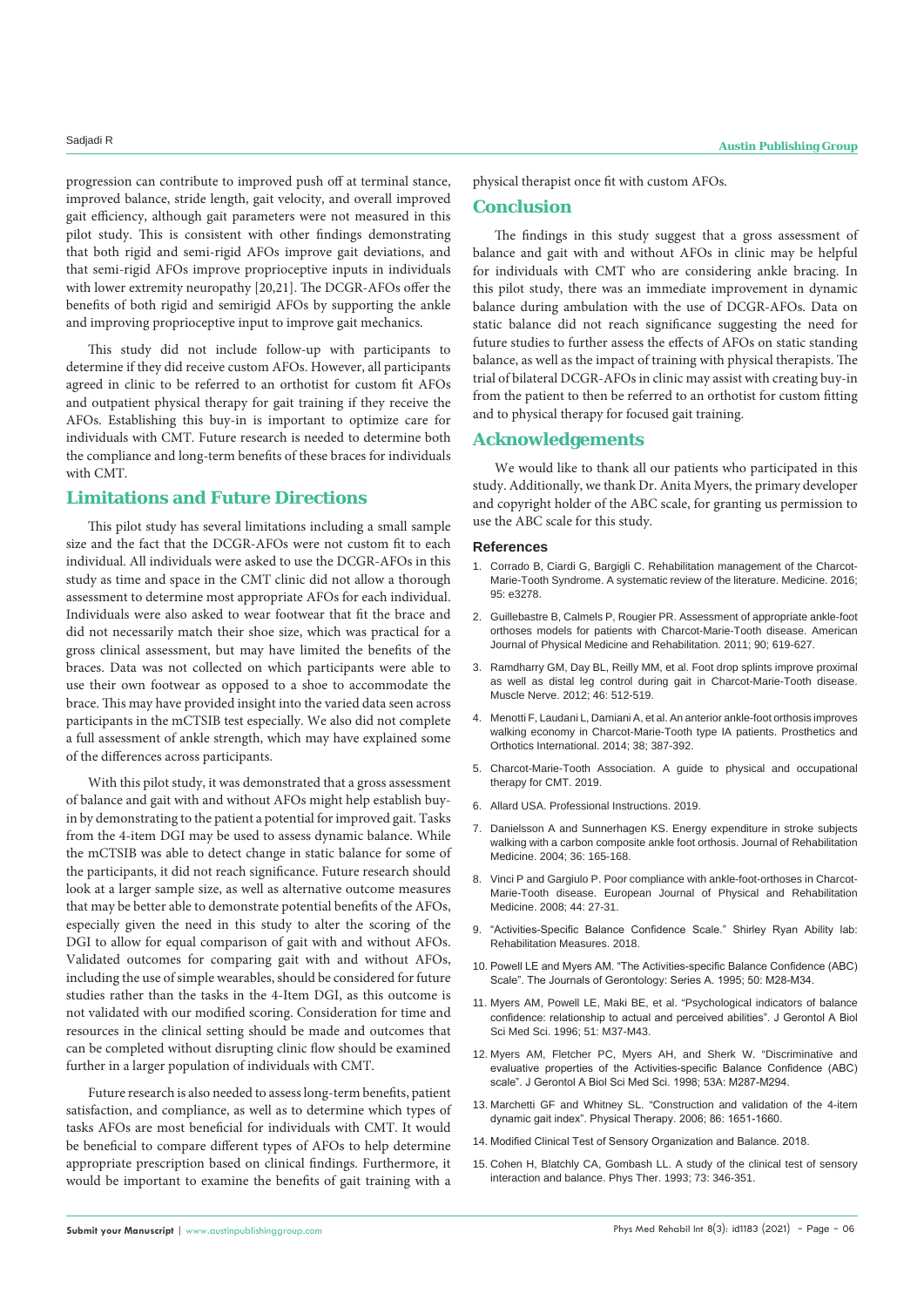progression can contribute to improved push off at terminal stance, improved balance, stride length, gait velocity, and overall improved gait efficiency, although gait parameters were not measured in this pilot study. This is consistent with other findings demonstrating that both rigid and semi-rigid AFOs improve gait deviations, and that semi-rigid AFOs improve proprioceptive inputs in individuals with lower extremity neuropathy [20,21]. The DCGR-AFOs offer the benefits of both rigid and semirigid AFOs by supporting the ankle and improving proprioceptive input to improve gait mechanics.

This study did not include follow-up with participants to determine if they did receive custom AFOs. However, all participants agreed in clinic to be referred to an orthotist for custom fit AFOs and outpatient physical therapy for gait training if they receive the AFOs. Establishing this buy-in is important to optimize care for individuals with CMT. Future research is needed to determine both the compliance and long-term benefits of these braces for individuals with CMT.

## Limitations and Future Directions

This pilot study has several limitations including a small sample size and the fact that the DCGR-AFOs were not custom fit to each individual. All individuals were asked to use the DCGR-AFOs in this study as time and space in the CMT clinic did not allow a thorough assessment to determine most appropriate AFOs for each individual. Individuals were also asked to wear footwear that fit the brace and did not necessarily match their shoe size, which was practical for a gross clinical assessment, but may have limited the benefits of the braces. Data was not collected on which participants were able to use their own footwear as opposed to a shoe to accommodate the brace. This may have provided insight into the varied data seen across participants in the mCTSIB test especially. We also did not complete a full assessment of ankle strength, which may have explained some of the differences across participants.

With this pilot study, it was demonstrated that a gross assessment of balance and gait with and without AFOs might help establish buy-in by demonstrating to the patient a potential for improved gait. Tasks from the 4-item DGI may be used to assess dynamic balance. While the mCTSIB was able to detect change in static balance for some of the participants, it did not reach significance. Future research should look at a larger sample size, as well as alternative outcome measures that may be better able to demonstrate potential benefits of the AFOs, especially given the need in this study to alter the scoring of the DGI to allow for equal comparison of gait with and without AFOs. Validated outcomes for comparing gait with and without AFOs, including the use of simple wearables, should be considered for future studies rather than the tasks in the 4-Item DGI, as this outcome is not validated with our modified scoring. Consideration for time and resources in the clinical setting should be made and outcomes that can be completed without disrupting clinic flow should be examined further in a larger population of individuals with CMT.

Future research is also needed to assess long-term benefits, patient satisfaction, and compliance, as well as to determine which types of tasks AFOs are most beneficial for individuals with CMT. It would be beneficial to compare different types of AFOs to help determine appropriate prescription based on clinical findings. Furthermore, it would be important to examine the benefits of gait training with a physical therapist once fit with custom AFOs.

## Conclusion

The findings in this study suggest that a gross assessment of balance and gait with and without AFOs in clinic may be helpful for individuals with CMT who are considering ankle bracing. In this pilot study, there was an immediate improvement in dynamic balance during ambulation with the use of DCGR-AFOs. Data on static balance did not reach significance suggesting the need for future studies to further assess the effects of AFOs on static standing balance, as well as the impact of training with physical therapists. The trial of bilateral DCGR-AFOs in clinic may assist with creating buy-in from the patient to then be referred to an orthotist for custom fitting and to physical therapy for focused gait training.

## Acknowledgements

We would like to thank all our patients who participated in this study. Additionally, we thank Dr. Anita Myers, the primary developer and copyright holder of the ABC scale, for granting us permission to use the ABC scale for this study.

### References

1. Corrado B, Ciardi G, Bargigli C. Rehabilitation management of the Charcot-Marie-Tooth Syndrome. A systematic review of the literature. Medicine. 2016; 95: e3278.
2. Guillebastre B, Calmels P, Rougier PR. Assessment of appropriate ankle-foot orthoses models for patients with Charcot-Marie-Tooth disease. American Journal of Physical Medicine and Rehabilitation. 2011; 90; 619-627.
3. Ramdharry GM, Day BL, Reilly MM, et al. Foot drop splints improve proximal as well as distal leg control during gait in Charcot-Marie-Tooth disease. Muscle Nerve. 2012; 46: 512-519.
4. Menotti F, Laudani L, Damiani A, et al. An anterior ankle-foot orthosis improves walking economy in Charcot-Marie-Tooth type IA patients. Prosthetics and Orthotics International. 2014; 38; 387-392.
5. Charcot-Marie-Tooth Association. A guide to physical and occupational therapy for CMT. 2019.
6. Allard USA. Professional Instructions. 2019.
7. Danielsson A and Sunnerhagen KS. Energy expenditure in stroke subjects walking with a carbon composite ankle foot orthosis. Journal of Rehabilitation Medicine. 2004; 36: 165-168.
8. Vinci P and Gargiulo P. Poor compliance with ankle-foot-orthoses in Charcot-Marie-Tooth disease. European Journal of Physical and Rehabilitation Medicine. 2008; 44: 27-31.
9. "Activities-Specific Balance Confidence Scale." Shirley Ryan Ability lab: Rehabilitation Measures. 2018.
10. Powell LE and Myers AM. "The Activities-specific Balance Confidence (ABC) Scale". The Journals of Gerontology: Series A. 1995; 50: M28-M34.
11. Myers AM, Powell LE, Maki BE, et al. "Psychological indicators of balance confidence: relationship to actual and perceived abilities". J Gerontol A Biol Sci Med Sci. 1996; 51: M37-M43.
12. Myers AM, Fletcher PC, Myers AH, and Sherk W. "Discriminative and evaluative properties of the Activities-specific Balance Confidence (ABC) scale". J Gerontol A Biol Sci Med Sci. 1998; 53A: M287-M294.
13. Marchetti GF and Whitney SL. "Construction and validation of the 4-item dynamic gait index". Physical Therapy. 2006; 86: 1651-1660.
14. Modified Clinical Test of Sensory Organization and Balance. 2018.
15. Cohen H, Blatchly CA, Gombash LL. A study of the clinical test of sensory interaction and balance. Phys Ther. 1993; 73: 346-351.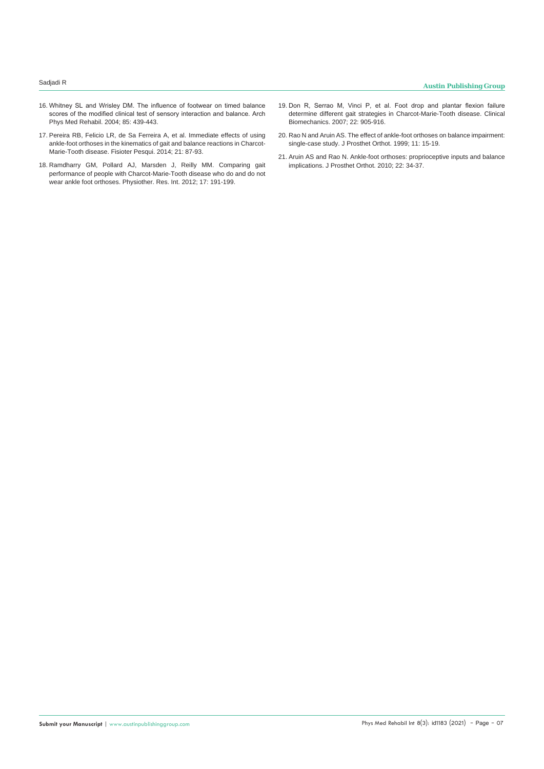16. Whitney SL and Wrisley DM. The influence of footwear on timed balance scores of the modified clinical test of sensory interaction and balance. Arch Phys Med Rehabil. 2004; 85: 439-443.

17. Pereira RB, Felicio LR, de Sa Ferreira A, et al. Immediate effects of using ankle-foot orthoses in the kinematics of gait and balance reactions in Charcot-Marie-Tooth disease. Fisioter Pesqui. 2014; 21: 87-93.

18. Ramdharry GM, Pollard AJ, Marsden J, Reilly MM. Comparing gait performance of people with Charcot-Marie-Tooth disease who do and do not wear ankle foot orthoses. Physiother. Res. Int. 2012; 17: 191-199.

19. Don R, Serrao M, Vinci P, et al. Foot drop and plantar flexion failure determine different gait strategies in Charcot-Marie-Tooth disease. Clinical Biomechanics. 2007; 22: 905-916.

20. Rao N and Aruin AS. The effect of ankle-foot orthoses on balance impairment: single-case study. J Prosthet Orthot. 1999; 11: 15-19.

21. Aruin AS and Rao N. Ankle-foot orthoses: proprioceptive inputs and balance implications. J Prosthet Orthot. 2010; 22: 34-37.